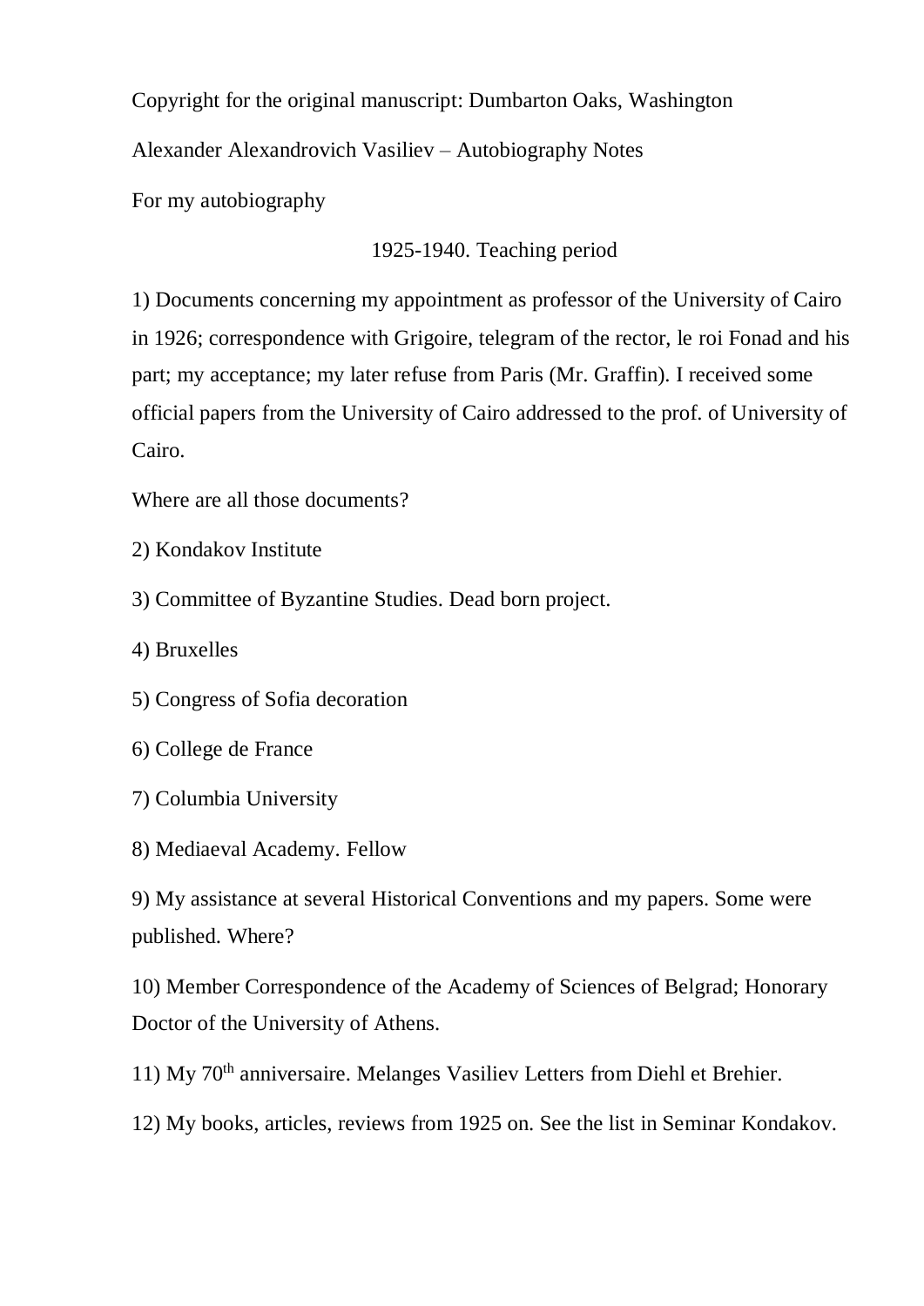Copyright for the original manuscript: Dumbarton Oaks, Washington

Alexander Alexandrovich Vasiliev – Autobiography Notes

For my autobiography

1925-1940. Teaching period

1) Documents concerning my appointment as professor of the University of Cairo in 1926; correspondence with Grigoire, telegram of the rector, le roi Fonad and his part; my acceptance; my later refuse from Paris (Mr. Graffin). I received some official papers from the University of Cairo addressed to the prof. of University of Cairo.

Where are all those documents?

2) Kondakov Institute

3) Committee of Byzantine Studies. Dead born project.

4) Bruxelles

5) Congress of Sofia decoration

6) College de France

7) Columbia University

8) Mediaeval Academy. Fellow

9) My assistance at several Historical Conventions and my papers. Some were published. Where?

10) Member Correspondence of the Academy of Sciences of Belgrad; Honorary Doctor of the University of Athens.

11) My 70th anniversaire. Melanges Vasiliev Letters from Diehl et Brehier.

12) My books, articles, reviews from 1925 on. See the list in Seminar Kondakov.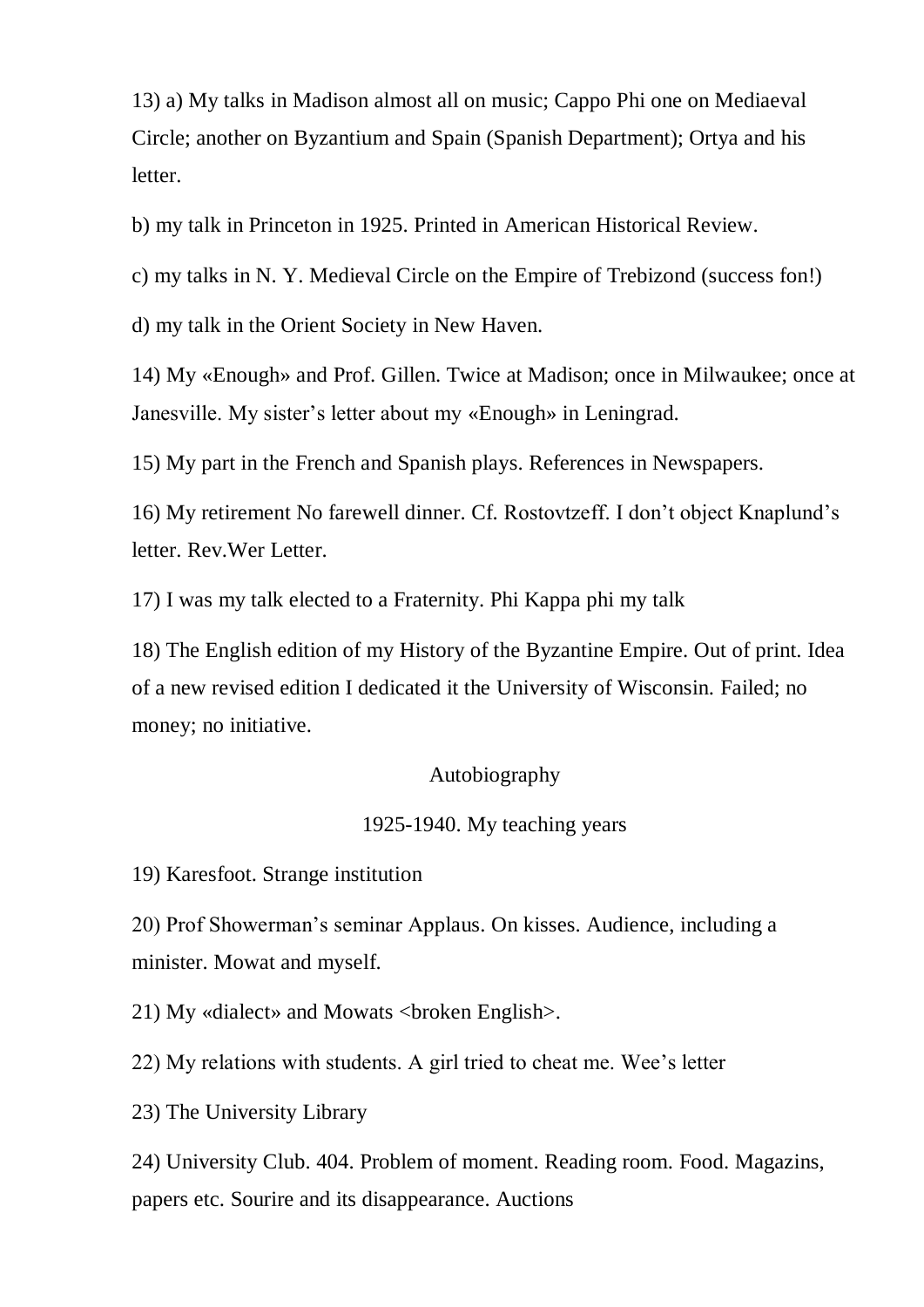13) a) My talks in Madison almost all on music; Cappo Phi one on Mediaeval Circle; another on Byzantium and Spain (Spanish Department); Ortya and his letter.

b) my talk in Princeton in 1925. Printed in American Historical Review.

c) my talks in N. Y. Medieval Circle on the Empire of Trebizond (success fon!)

d) my talk in the Orient Society in New Haven.

14) My «Enough» and Prof. Gillen. Twice at Madison; once in Milwaukee; once at Janesville. My sister's letter about my «Enough» in Leningrad.

15) My part in the French and Spanish plays. References in Newspapers.

16) My retirement No farewell dinner. Cf. Rostovtzeff. I don't object Knaplund's letter. Rev.Wer Letter.

17) I was my talk elected to a Fraternity. Phi Kappa phi my talk

18) The English edition of my History of the Byzantine Empire. Out of print. Idea of a new revised edition I dedicated it the University of Wisconsin. Failed; no money; no initiative.

Autobiography

1925-1940. My teaching years

19) Karesfoot. Strange institution

20) Prof Showerman's seminar Applaus. On kisses. Audience, including a minister. Mowat and myself.

21) My «dialect» and Mowats <broken English>.

22) My relations with students. A girl tried to cheat me. Wee's letter

23) The University Library

24) University Club. 404. Problem of moment. Reading room. Food. Magazins, papers etc. Sourire and its disappearance. Auctions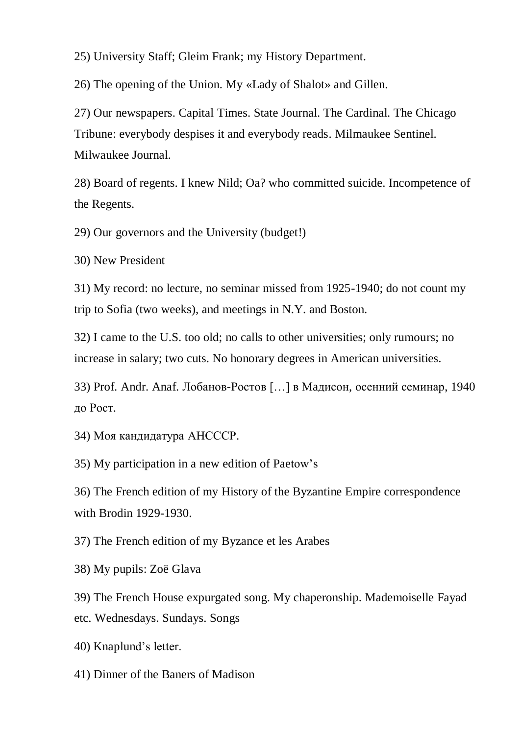25) University Staff; Gleim Frank; my History Department.

26) The opening of the Union. My «Lady of Shalot» and Gillen.

27) Our newspapers. Capital Times. State Journal. The Cardinal. The Chicago Tribune: everybody despises it and everybody reads. Milmaukee Sentinel. Milwaukee Journal.

28) Board of regents. I knew Nild; Oa? who committed suicide. Incompetence of the Regents.

29) Our governors and the University (budget!)

30) New President

31) My record: no lecture, no seminar missed from 1925-1940; do not count my trip to Sofia (two weeks), and meetings in N.Y. and Boston.

32) I came to the U.S. too old; no calls to other universities; only rumours; no increase in salary; two cuts. No honorary degrees in American universities.

33) Prof. Andr. Anaf. Лобанов-Ростов […] в Мадисон, осенний семинар, 1940 до Рост.

34) Моя кандидатура АНСССР.

35) My participation in a new edition of Paetow's

36) The French edition of my History of the Byzantine Empire correspondence with Brodin 1929-1930.

37) The French edition of my Byzance et les Arabes

38) My pupils: Zoë Glava

39) The French House expurgated song. My chaperonship. Mademoiselle Fayad etc. Wednesdays. Sundays. Songs

40) Knaplund's letter.

41) Dinner of the Baners of Madison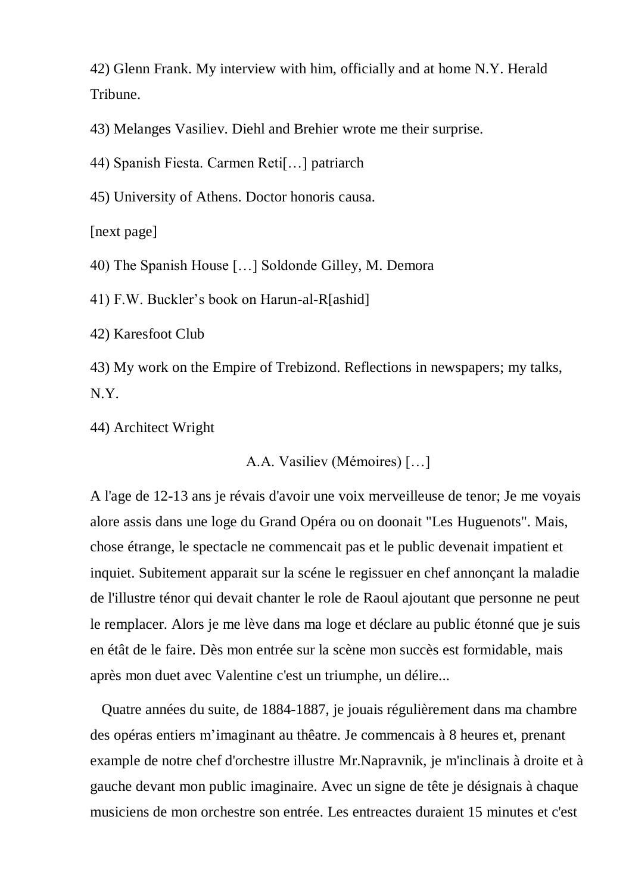42) Glenn Frank. My interview with him, officially and at home N.Y. Herald Tribune.

43) Melanges Vasiliev. Diehl and Brehier wrote me their surprise.

44) Spanish Fiesta. Carmen Reti[…] patriarch

45) University of Athens. Doctor honoris causa.

[next page]

40) The Spanish House […] Soldonde Gilley, M. Demora

41) F.W. Buckler's book on Harun-al-R[ashid]

42) Karesfoot Club

43) My work on the Empire of Trebizond. Reflections in newspapers; my talks, N.Y.

44) Architect Wright

A.A. Vasiliev (Mémoires) […]

A l'age de 12-13 ans je rêvais d'avoir une voix merveilleuse de tenor; Je me voyais alore assis dans une loge du Grand Opéra ou on doonait "Les Huguenots". Mais, chose étrange, le spectacle ne commencait pas et le public devenait impatient et inquiet. Subitement apparait sur la scéne le regissuer en chef annonçant la maladie de l'illustre ténor qui devait chanter le role de Raoul ajoutant que personne ne peut le remplacer. Alors je me lève dans ma loge et déclare au public étonné que je suis en étât de le faire. Dès mon entrée sur la scène mon succès est formidable, mais après mon duet avec Valentine c'est un triomphe, un délire...

Quatre années du suite, de 1884-1887, je jouais régulièrement dans ma chambre des opéras entiers m'imaginant au thêatre. Je commencais à 8 heures et, prenant example de notre chef d'orchestre illustre Mr.Napravnik, je m'inclinais à droite et à gauche devant mon public imaginaire. Avec un signe de tête je désignais à chaque musiciens de mon orchestre son entrée. Les entreactes duraient 15 minutes et c'est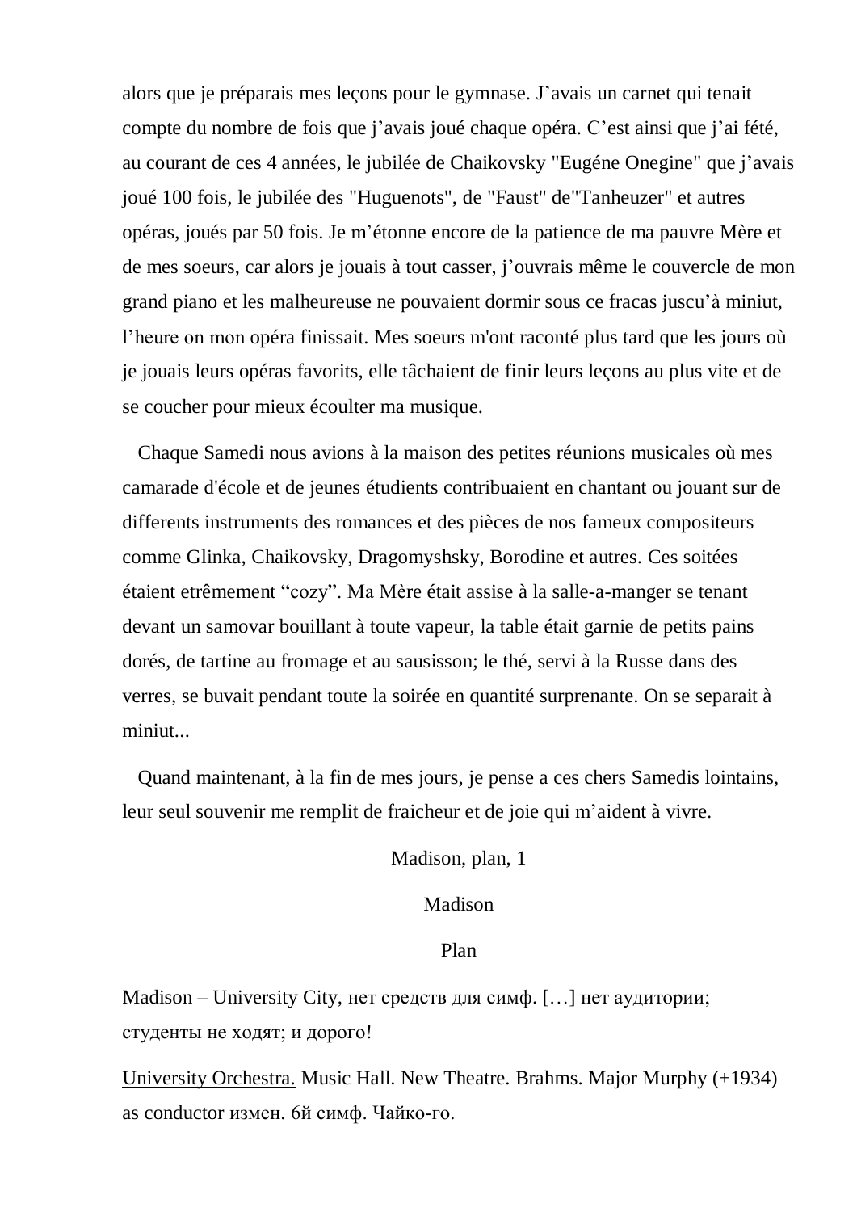alors que je préparais mes leçons pour le gymnase. J'avais un carnet qui tenait compte du nombre de fois que j'avais joué chaque opéra. C'est ainsi que j'ai fété, au courant de ces 4 années, le jubilée de Chaikovsky "Eugéne Onegine" que j'avais joué 100 fois, le jubilée des "Huguenots", de "Faust" de"Tanheuzer" et autres opéras, joués par 50 fois. Je m'étonne encore de la patience de ma pauvre Mère et de mes soeurs, car alors je jouais à tout casser, j'ouvrais même le couvercle de mon grand piano et les malheureuse ne pouvaient dormir sous ce fracas juscu'à miniut, l'heure on mon opéra finissait. Mes soeurs m'ont raconté plus tard que les jours où je jouais leurs opéras favorits, elle tâchaient de finir leurs leçons au plus vite et de se coucher pour mieux écoulter ma musique.

Chaque Samedi nous avions à la maison des petites réunions musicales où mes camarade d'école et de jeunes étudients contribuaient en chantant ou jouant sur de differents instruments des romances et des pièces de nos fameux compositeurs comme Glinka, Chaikovsky, Dragomyshsky, Borodine et autres. Ces soitées étaient etrêmement "cozy". Ma Mère était assise à la salle-a-manger se tenant devant un samovar bouillant à toute vapeur, la table était garnie de petits pains dorés, de tartine au fromage et au sausisson; le thé, servi à la Russe dans des verres, se buvait pendant toute la soirée en quantité surprenante. On se separait à miniut...

Quand maintenant, à la fin de mes jours, je pense a ces chers Samedis lointains, leur seul souvenir me remplit de fraicheur et de joie qui m'aident à vivre.

Madison, plan, 1

Madison

Plan

Madison – University City, нет средств для симф. […] нет аудитории; студенты не ходят; и дорого!

University Orchestra. Music Hall. New Theatre. Brahms. Major Murphy (+1934) as conductor измен. 6й симф. Чайко-го.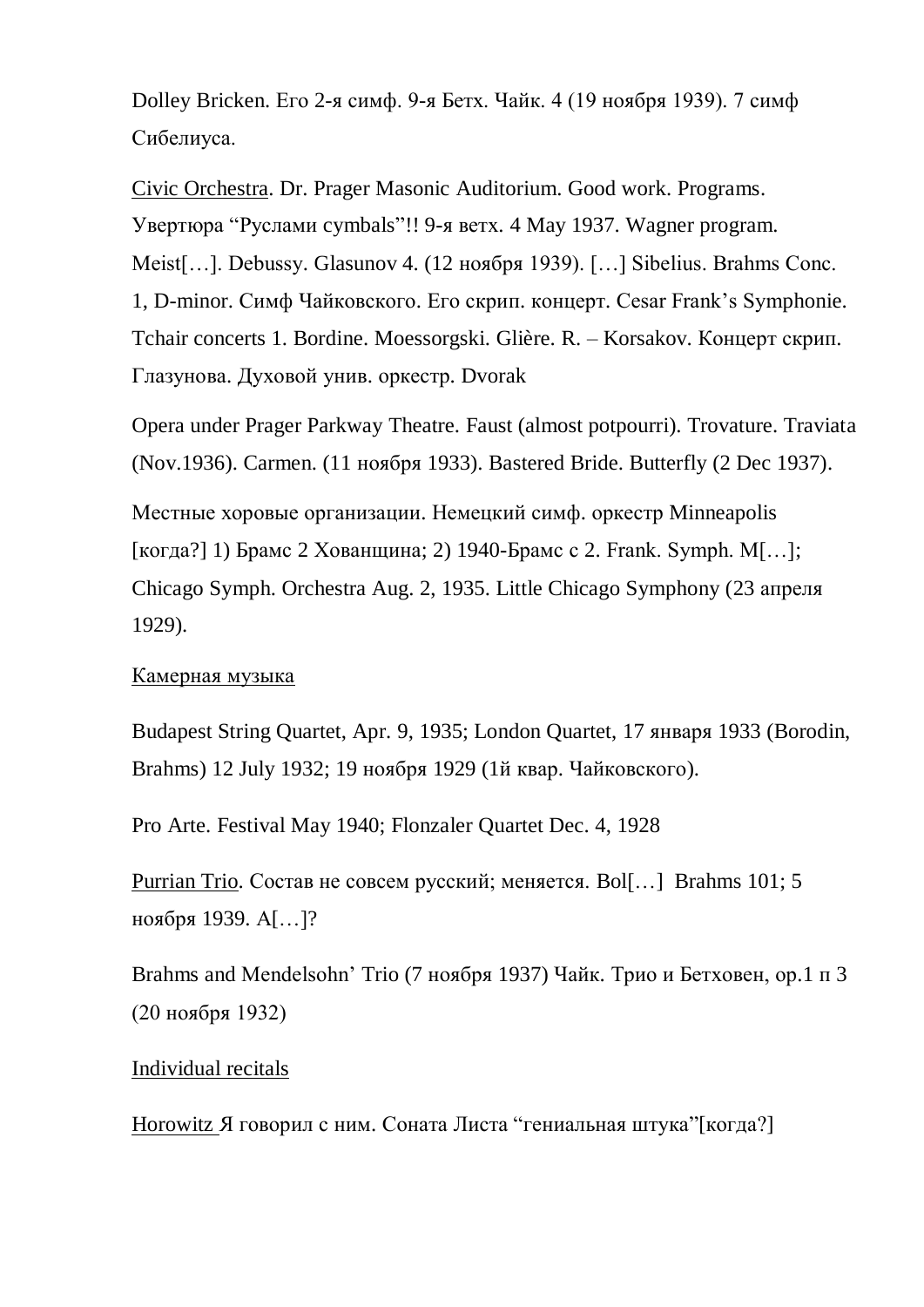Dolley Bricken. Его 2-я симф. 9-я Бетх. Чайк. 4 (19 ноября 1939). 7 симф Сибелиуса.

Civic Orchestra. Dr. Prager Masonic Auditorium. Good work. Programs. Увертюра "Руслами cymbals"!! 9-я ветх. 4 May 1937. Wagner program. Meist[…]. Debussy. Glasunov 4. (12 ноября 1939). […] Sibelius. Brahms Conc. 1, D-minor. Симф Чайковского. Его скрип. концерт. Cesar Frank's Symphonie. Tchair concerts 1. Bordine. Moessorgski. Glière. R. – Korsakov. Концерт скрип. Глазунова. Духовой унив. оркестр. Dvorak

Opera under Prager Parkway Theatre. Faust (almost potpourri). Trovature. Traviata (Nov.1936). Carmen. (11 ноября 1933). Bastered Bride. Butterfly (2 Dec 1937).

Местные хоровые организации. Немецкий симф. оркестр Minneapolis [когда?] 1) Брамс 2 Хованщина; 2) 1940-Брамс с 2. Frank. Symph. M[…]; Chicago Symph. Orchestra Aug. 2, 1935. Little Chicago Symphony (23 апреля 1929).

Камерная музыка

Budapest String Quartet, Apr. 9, 1935; London Quartet, 17 января 1933 (Borodin, Brahms) 12 July 1932; 19 ноября 1929 (1й квар. Чайковского).

Pro Arte. Festival May 1940; Flonzaler Quartet Dec. 4, 1928

Purrian Trio. Состав не совсем русский; меняется. Bol[…] Brahms 101; 5 ноября 1939. A[…]?

Brahms and Mendelsohn' Trio (7 ноября 1937) Чайк. Трио и Бетховен, op.1 п 3 (20 ноября 1932)

Individual recitals

Horowitz Я говорил с ним. Соната Листа "гениальная штука"[когда?]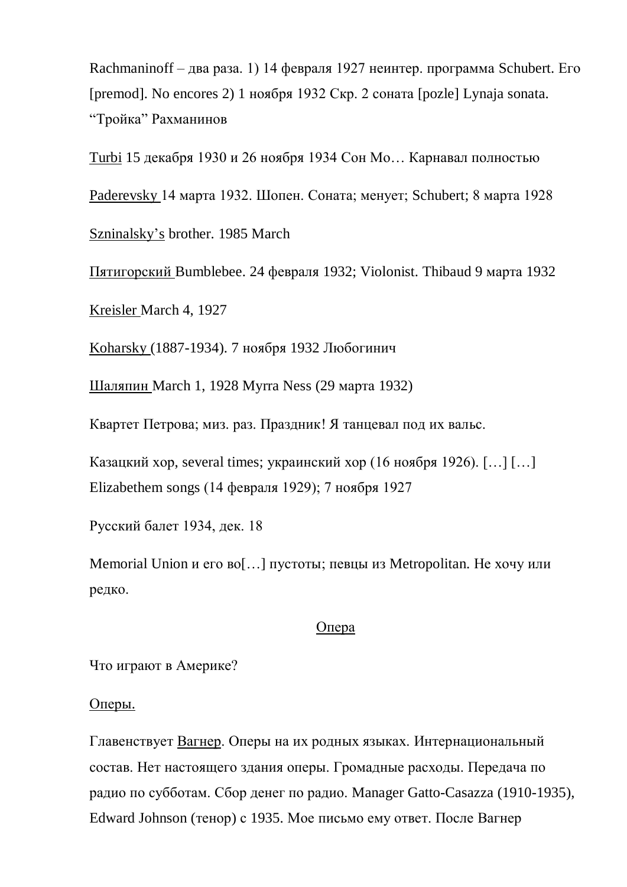Rachmaninoff – два раза. 1) 14 февраля 1927 неинтер. программа Schubert. Его [premod]. No encores 2) 1 ноября 1932 Скр. 2 соната [pozle] Lynaja sonata. “Тройка” Рахманинов

Turbi 15 декабря 1930 и 26 ноября 1934 Сон Мо… Карнавал полностью

Paderevsky 14 марта 1932. Шопен. Соната; менует; Schubert; 8 марта 1928

Szninalsky’s brother. 1985 March

Пятигорский Bumblebee. 24 февраля 1932; Violonist. Thibaud 9 марта 1932

Kreisler March 4, 1927

Koharsky (1887-1934). 7 ноября 1932 Любогинич

Шаляпин March 1, 1928 Myrra Ness (29 марта 1932)

Квартет Петрова; миз. раз. Праздник! Я танцевал под их вальс.

Казацкий хор, several times; украинский хор (16 ноября 1926). […] […] Elizabethem songs (14 февраля 1929); 7 ноября 1927

Русский балет 1934, дек. 18

Memorial Union и его во[…] пустоты; певцы из Metropolitan. Не хочу или редко.

## Опера

Что играют в Америке?

Оперы.

Главенствует Вагнер. Оперы на их родных языках. Интернациональный состав. Нет настоящего здания оперы. Громадные расходы. Передача по радио по субботам. Сбор денег по радио. Manager Gatto-Casazza (1910-1935), Edward Johnson (тенор) с 1935. Мое письмо ему ответ. После Вагнер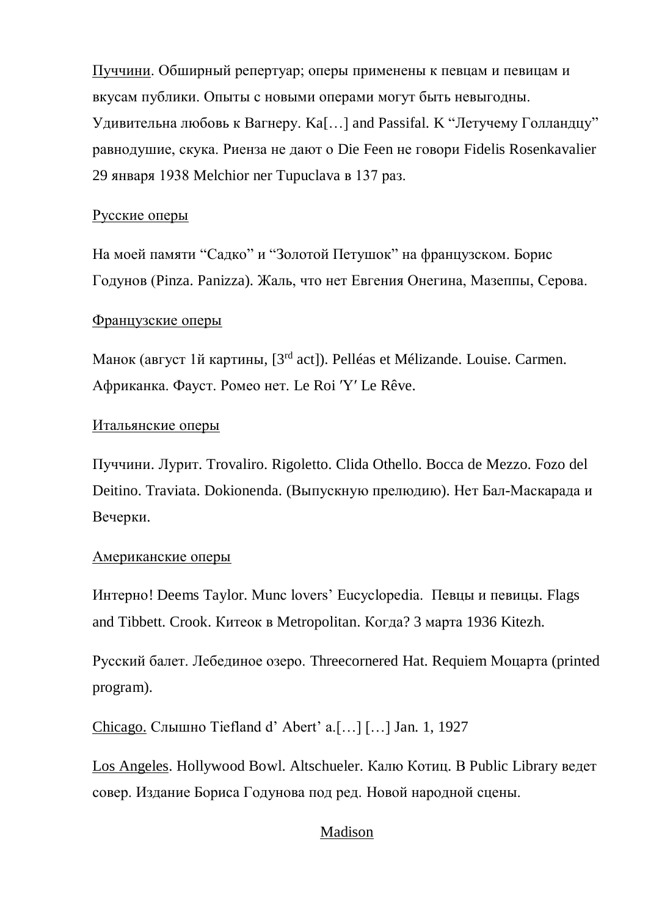Пуччини. Обширный репертуар; оперы применены к певцам и певицам и вкусам публики. Опыты с новыми операми могут быть невыгодны. Удивительна любовь к Вагнеру. Ka[…] and Passifal. К “Летучему Голландцу” равнодушие, скука. Риенза не дают о Die Feen не говори Fidelis Rosenkavalier 29 января 1938 Melchior ner Tupuclava в 137 раз.

Русские оперы

На моей памяти “Садко” и “Золотой Петушок” на французском. Борис Годунов (Pinza. Panizza). Жаль, что нет Евгения Онегина, Мазеппы, Серова.

Французские оперы

Манок (август 1й картины, [3rd act]). Pelléas et Mélizande. Louise. Carmen. Африканка. Фауст. Ромео нет. Le Roi ′Y′ Le Rêve.

Итальянские оперы

Пуччини. Лурит. Trovaliro. Rigoletto. Clida Othello. Bocca de Mezzo. Fozo del Deitino. Traviata. Dokionenda. (Выпускную прелюдию). Нет Бал-Маскарада и Вечерки.

Американские оперы

Интерно! Deems Taylor. Munc lovers’ Eucyclopedia. Певцы и певицы. Flags and Tibbett. Crook. Китеок в Metropolitan. Когда? 3 марта 1936 Kitezh.

Русский балет. Лебединое озеро. Threecornered Hat. Requiem Моцарта (printed program).

Chicago. Слышно Tiefland d’ Abert’ a.[…] […] Jan. 1, 1927

Los Angeles. Hollywood Bowl. Altschueler. Калю Котиц. В Public Library ведет совер. Издание Бориса Годунова под ред. Новой народной сцены.

Madison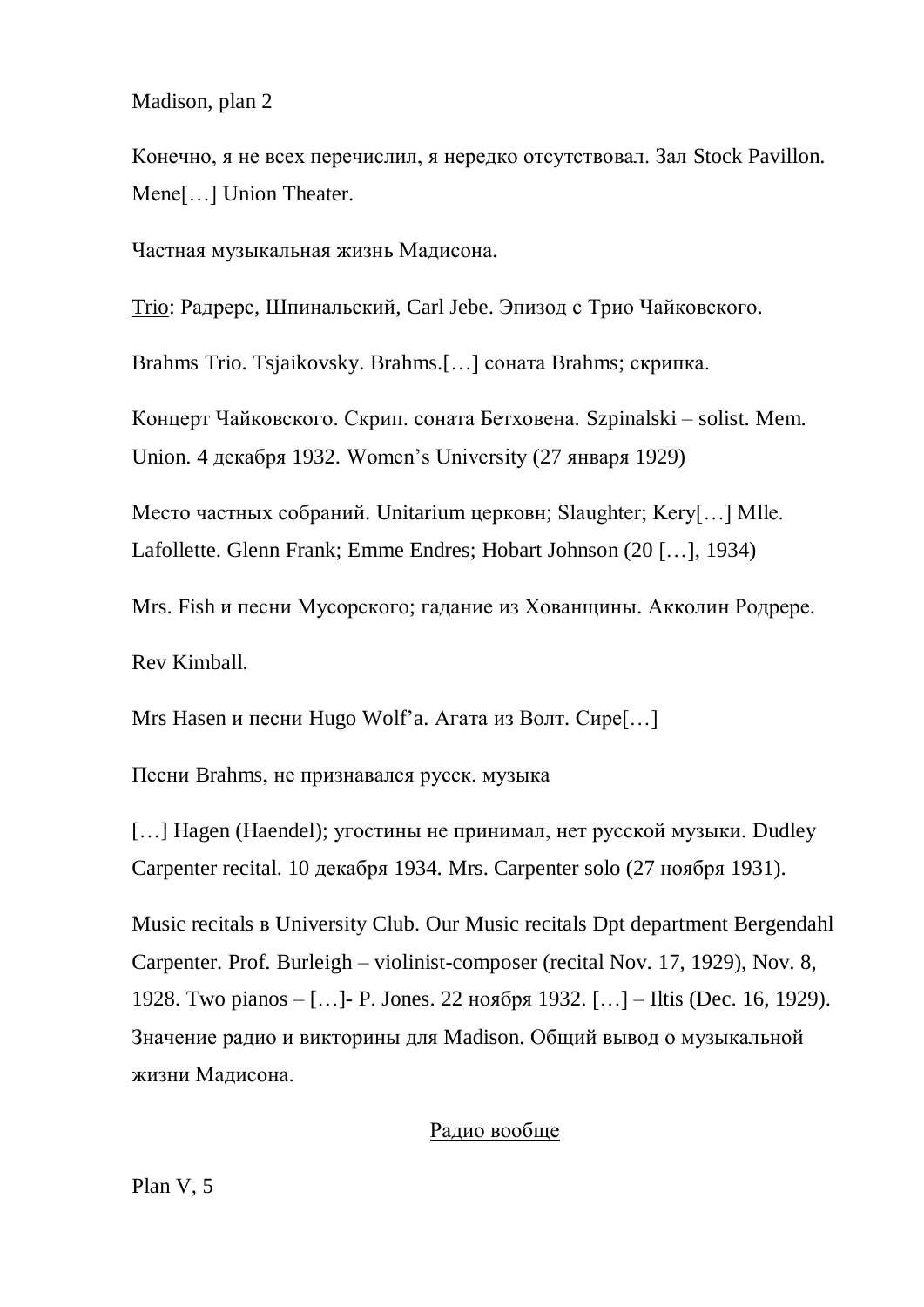Madison, plan 2

Конечно, я не всех перечислил, я нередко отсутствовал. Зал Stock Pavillon. Mene[…] Union Theater.

Частная музыкальная жизнь Мадисона.

Trio: Радрерс, Шпинальский, Carl Jebe. Эпизод с Трио Чайковского.

Brahms Trio. Tsjaikovsky. Brahms.[…] соната Brahms; скрипка.

Концерт Чайковского. Скрип. соната Бетховена. Szpinalski – solist. Mem. Union. 4 декабря 1932. Women's University (27 января 1929)

Место частных собраний. Unitarium церковн; Slaughter; Kery[…] Mlle. Lafollette. Glenn Frank; Emme Endres; Hobart Johnson (20 […], 1934)

Mrs. Fish и песни Мусорского; гадание из Хованщины. Акколин Родрере.

Rev Kimball.

Mrs Hasen и песни Hugo Wolf'a. Агата из Волт. Сире[…]

Песни Brahms, не признавался русск. музыка

[…] Hagen (Haendel); угостины не принимал, нет русской музыки. Dudley Carpenter recital. 10 декабря 1934. Mrs. Carpenter solo (27 ноября 1931).

Music recitals в University Club. Our Music recitals Dpt department Bergendahl Carpenter. Prof. Burleigh – violinist-composer (recital Nov. 17, 1929), Nov. 8, 1928. Two pianos – […]- P. Jones. 22 ноября 1932. […] – Iltis (Dec. 16, 1929). Значение радио и викторины для Madison. Общий вывод о музыкальной жизни Мадисона.

Радио вообще

Plan V, 5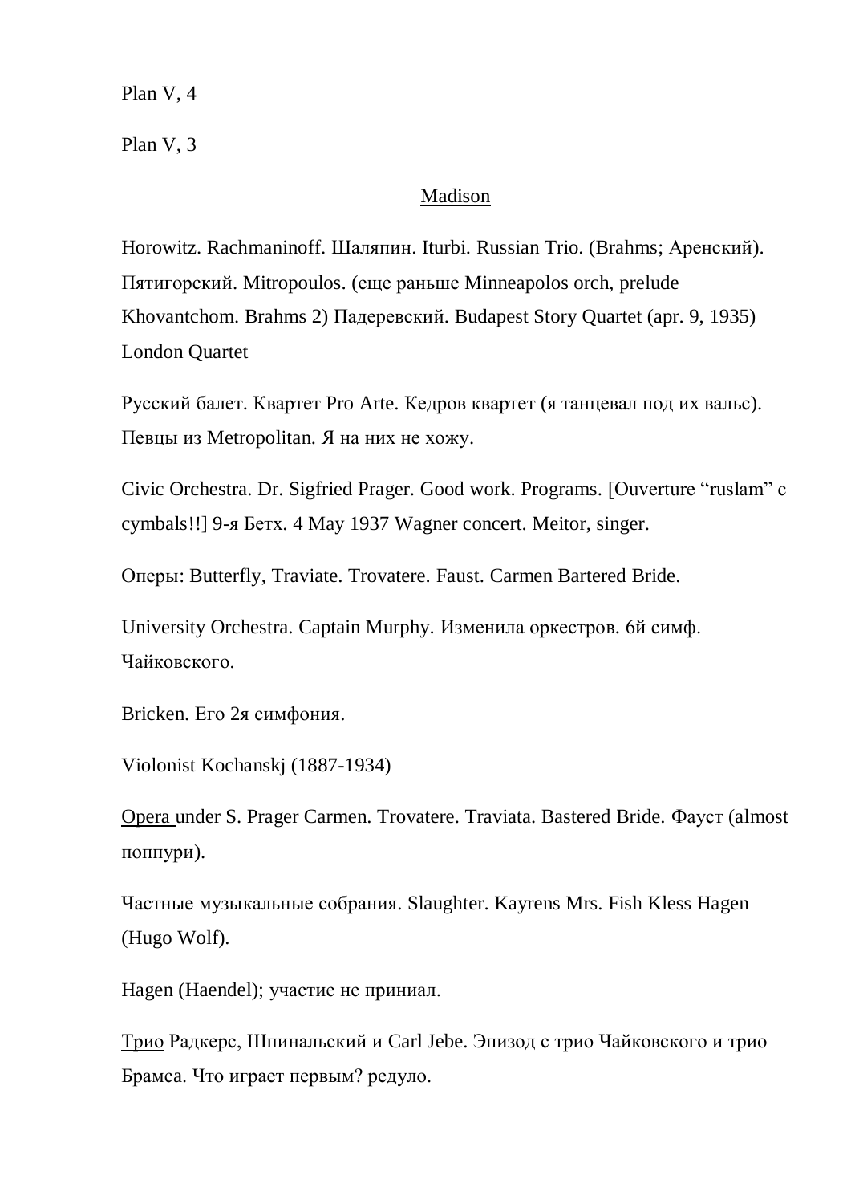Plan V, 4

Plan V, 3

<u>Madison</u>

Horowitz. Rachmaninoff. Шаляпин. Iturbi. Russian Trio. (Brahms; Аренский). Пятигорский. Mitropoulos. (еще раньше Minneapolos orch, prelude Khovantchom. Brahms 2) Падеревский. Budapest Story Quartet (apr. 9, 1935) London Quartet

Русский балет. Квартет Pro Arte. Кедров квартет (я танцевал под их вальс). Певцы из Metropolitan. Я на них не хожу.

Civic Orchestra. Dr. Sigfried Prager. Good work. Programs. [Ouverture "ruslam" с cymbals!!] 9-я Бетх. 4 May 1937 Wagner concert. Meitor, singer.

Оперы: Butterfly, Traviate. Trovatere. Faust. Carmen Bartered Bride.

University Orchestra. Captain Murphy. Изменила оркестров. 6й симф. Чайковского.

Bricken. Его 2я симфония.

Violonist Kochanskj (1887-1934)

<u>Opera</u> under S. Prager Carmen. Trovatere. Traviata. Bastered Bride. Фауст (almost поппури).

Частные музыкальные собрания. Slaughter. Kayrens Mrs. Fish Kless Hagen (Hugo Wolf).

<u>Hagen</u> (Haendel); участие не приниал.

<u>Трио</u> Радкерс, Шпинальский и Carl Jebe. Эпизод с трио Чайковского и трио Брамса. Что играет первым? редуло.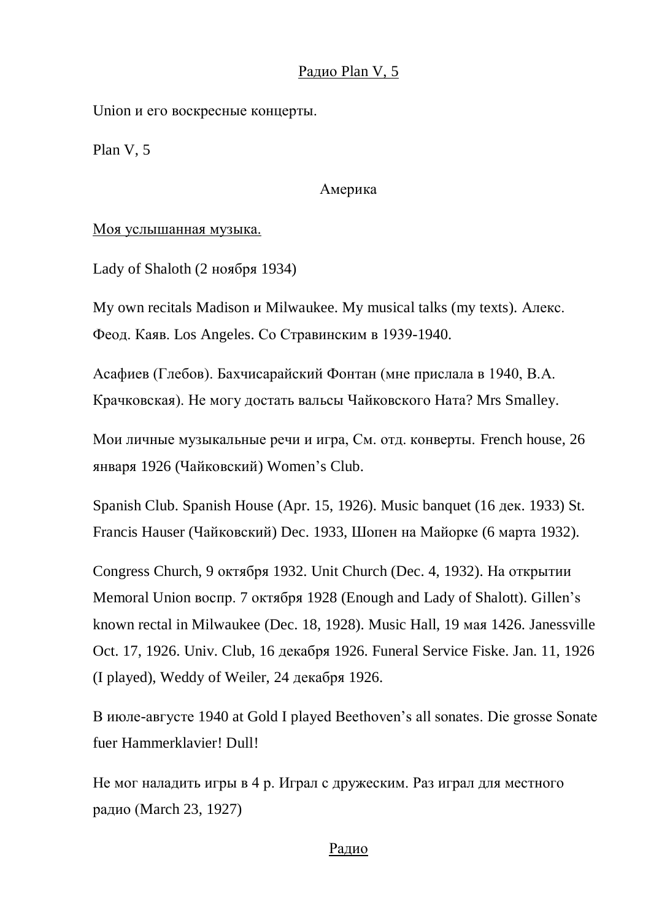<u>Радио Plan V, 5</u>

Union и его воскресные концерты.

Plan V, 5

Америка

<u>Моя услышанная музыка.</u>

Lady of Shaloth (2 ноября 1934)

My own recitals Madison и Milwaukee. My musical talks (my texts). Алекс. Феод. Каяв. Los Angeles. Со Стравинским в 1939-1940.

Асафиев (Глебов). Бахчисарайский Фонтан (мне прислала в 1940, В.А. Крачковская). Не могу достать вальсы Чайковского Ната? Mrs Smalley.

Мои личные музыкальные речи и игра, См. отд. конверты. French house, 26 января 1926 (Чайковский) Women's Club.

Spanish Club. Spanish House (Apr. 15, 1926). Music banquet (16 дек. 1933) St. Francis Hauser (Чайковский) Dec. 1933, Шопен на Майорке (6 марта 1932).

Congress Church, 9 октября 1932. Unit Church (Dec. 4, 1932). На открытии Memoral Union воспр. 7 октября 1928 (Enough and Lady of Shalott). Gillen's known rectal in Milwaukee (Dec. 18, 1928). Music Hall, 19 мая 1426. Janessville Oct. 17, 1926. Univ. Club, 16 декабря 1926. Funeral Service Fiske. Jan. 11, 1926 (I played), Weddy of Weiler, 24 декабря 1926.

В июле-августе 1940 at Gold I played Beethoven's all sonates. Die grosse Sonate fuer Hammerklavier! Dull!

Не мог наладить игры в 4 р. Играл с дружеским. Раз играл для местного радио (March 23, 1927)

<u>Радио</u>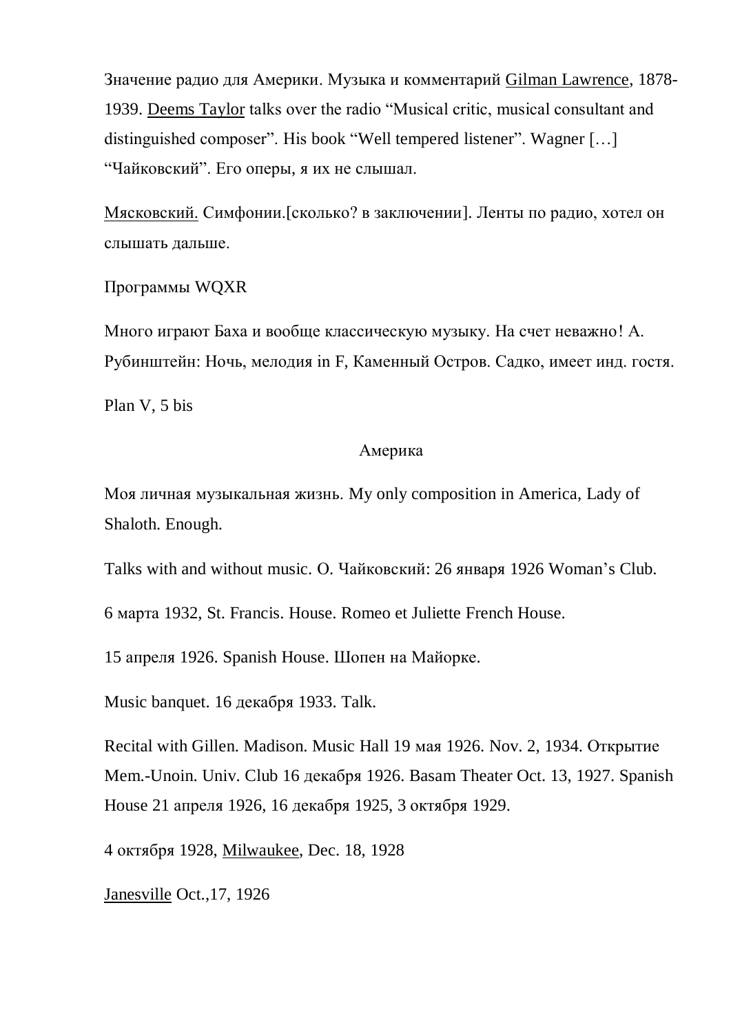Значение радио для Америки. Музыка и комментарий <u>Gilman Lawrence</u>, 1878-1939. <u>Deems Taylor</u> talks over the radio “Musical critic, musical consultant and distinguished composer”. His book “Well tempered listener”. Wagner […] “Чайковский”. Его оперы, я их не слышал.

<u>Мясковский.</u> Симфонии.[сколько? в заключении]. Ленты по радио, хотел он слышать дальше.

Программы WQXR

Много играют Баха и вообще классическую музыку. На счет неважно! А. Рубинштейн: Ночь, мелодия in F, Каменный Остров. Садко, имеет инд. гостя.

Plan V, 5 bis

Америка

Моя личная музыкальная жизнь. My only composition in America, Lady of Shaloth. Enough.

Talks with and without music. О. Чайковский: 26 января 1926 Woman’s Club.

6 марта 1932, St. Francis. House. Romeo et Juliette French House.

15 апреля 1926. Spanish House. Шопен на Майорке.

Music banquet. 16 декабря 1933. Talk.

Recital with Gillen. Madison. Music Hall 19 мая 1926. Nov. 2, 1934. Открытие Mem.-Unoin. Univ. Club 16 декабря 1926. Basam Theater Oct. 13, 1927. Spanish House 21 апреля 1926, 16 декабря 1925, 3 октября 1929.

4 октября 1928, <u>Milwaukee</u>, Dec. 18, 1928

<u>Janesville</u> Oct.,17, 1926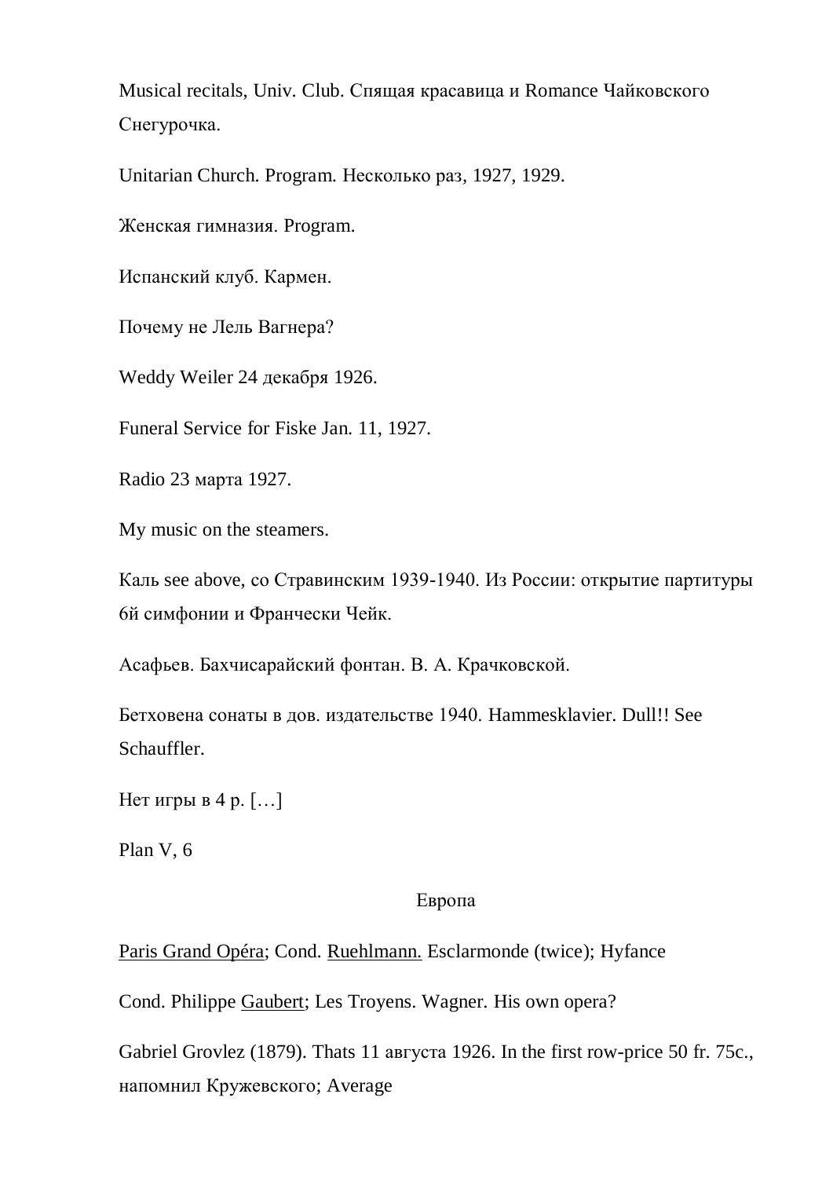Musical recitals, Univ. Club. Спящая красавица и Romance Чайковского Снегурочка.

Unitarian Church. Program. Несколько раз, 1927, 1929.

Женская гимназия. Program.

Испанский клуб. Кармен.

Почему не Лель Вагнера?

Weddy Weiler 24 декабря 1926.

Funeral Service for Fiske Jan. 11, 1927.

Radio 23 марта 1927.

My music on the steamers.

Каль see above, со Стравинским 1939-1940. Из России: открытие партитуры 6й симфонии и Франчески Чейк.

Асафьев. Бахчисарайский фонтан. В. А. Крачковской.

Бетховена сонаты в дов. издательстве 1940. Hammesklavier. Dull!! See Schauffler.

Нет игры в 4 р. […]

Plan V, 6

Европа

<u>Paris Grand Opéra</u>; Cond. <u>Ruehlmann.</u> Esclarmonde (twice); Hyfance

Cond. Philippe <u>Gaubert</u>; Les Troyens. Wagner. His own opera?

Gabriel Grovlez (1879). Thats 11 августа 1926. In the first row-price 50 fr. 75c., напомнил Кружевского; Average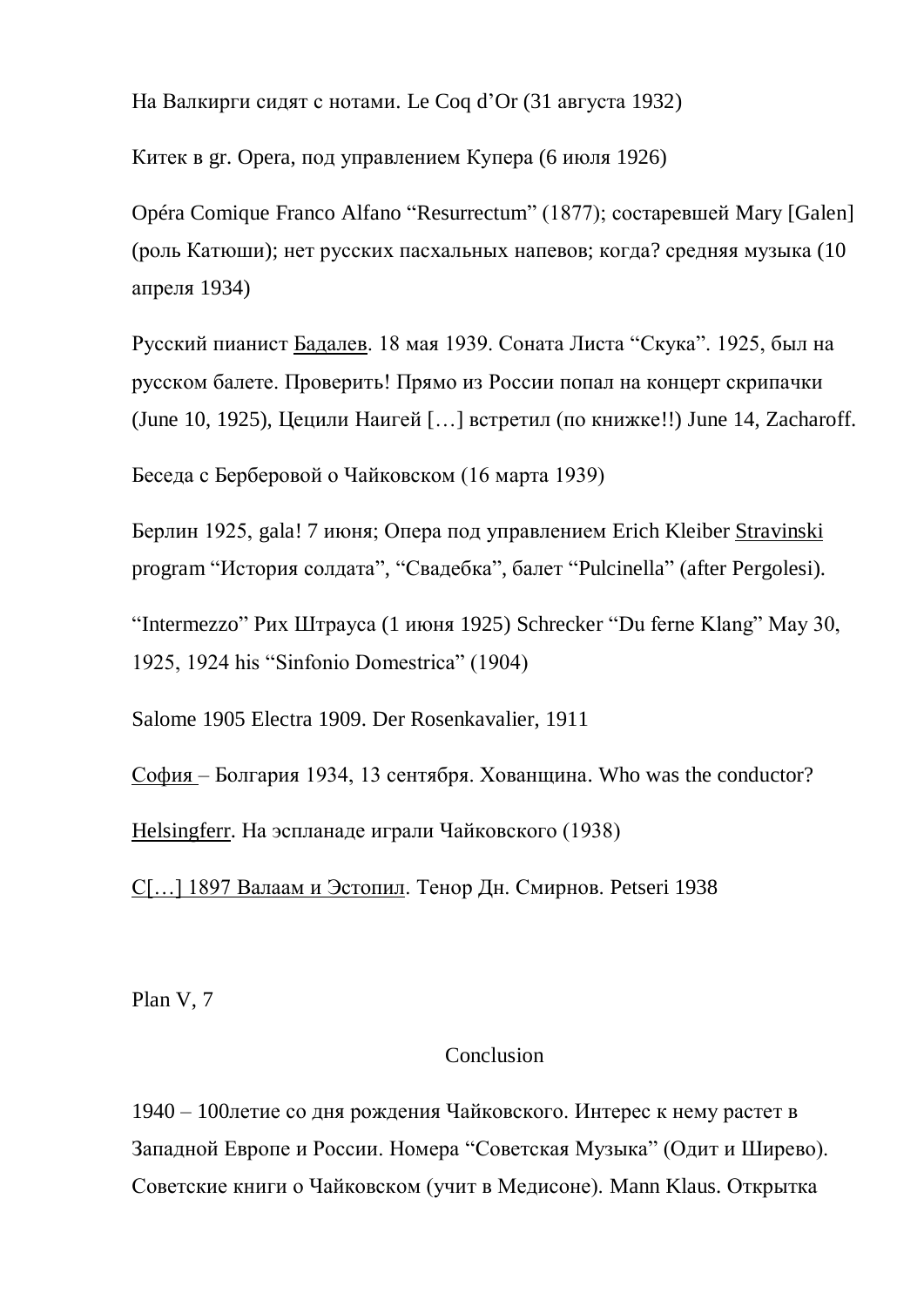На Валкирги сидят с нотами. Le Coq d'Or (31 августа 1932)

Китек в gr. Opera, под управлением Купера (6 июля 1926)

Opéra Comique Franco Alfano "Resurrectum" (1877); состаревшей Mary [Galen] (роль Катюши); нет русских пасхальных напевов; когда? средняя музыка (10 апреля 1934)

Русский пианист <u>Бадалев</u>. 18 мая 1939. Соната Листа "Скука". 1925, был на русском балете. Проверить! Прямо из России попал на концерт скрипачки (June 10, 1925), Цецили Наигей […] встретил (по книжке!!) June 14, Zacharoff.

Беседа с Берберовой о Чайковском (16 марта 1939)

Берлин 1925, gala! 7 июня; Опера под управлением Erich Kleiber <u>Stravinski</u> program "История солдата", "Свадебка", балет "Pulcinella" (after Pergolesi).

"Intermezzo" Рих Штрауса (1 июня 1925) Schrecker "Du ferne Klang" May 30, 1925, 1924 his "Sinfonio Domestrica" (1904)

Salome 1905 Electra 1909. Der Rosenkavalier, 1911

<u>София</u> – Болгария 1934, 13 сентября. Хованщина. Who was the conductor?

<u>Helsingferr</u>. На эспланаде играли Чайковского (1938)

<u>С[…] 1897 Валаам и Эстопил</u>. Тенор Дн. Смирнов. Petseri 1938

Plan V, 7

## Conclusion

1940 – 100летие со дня рождения Чайковского. Интерес к нему растет в Западной Европе и России. Номера "Советская Музыка" (Одит и Ширево). Советские книги о Чайковском (учит в Медисоне). Mann Klaus. Открытка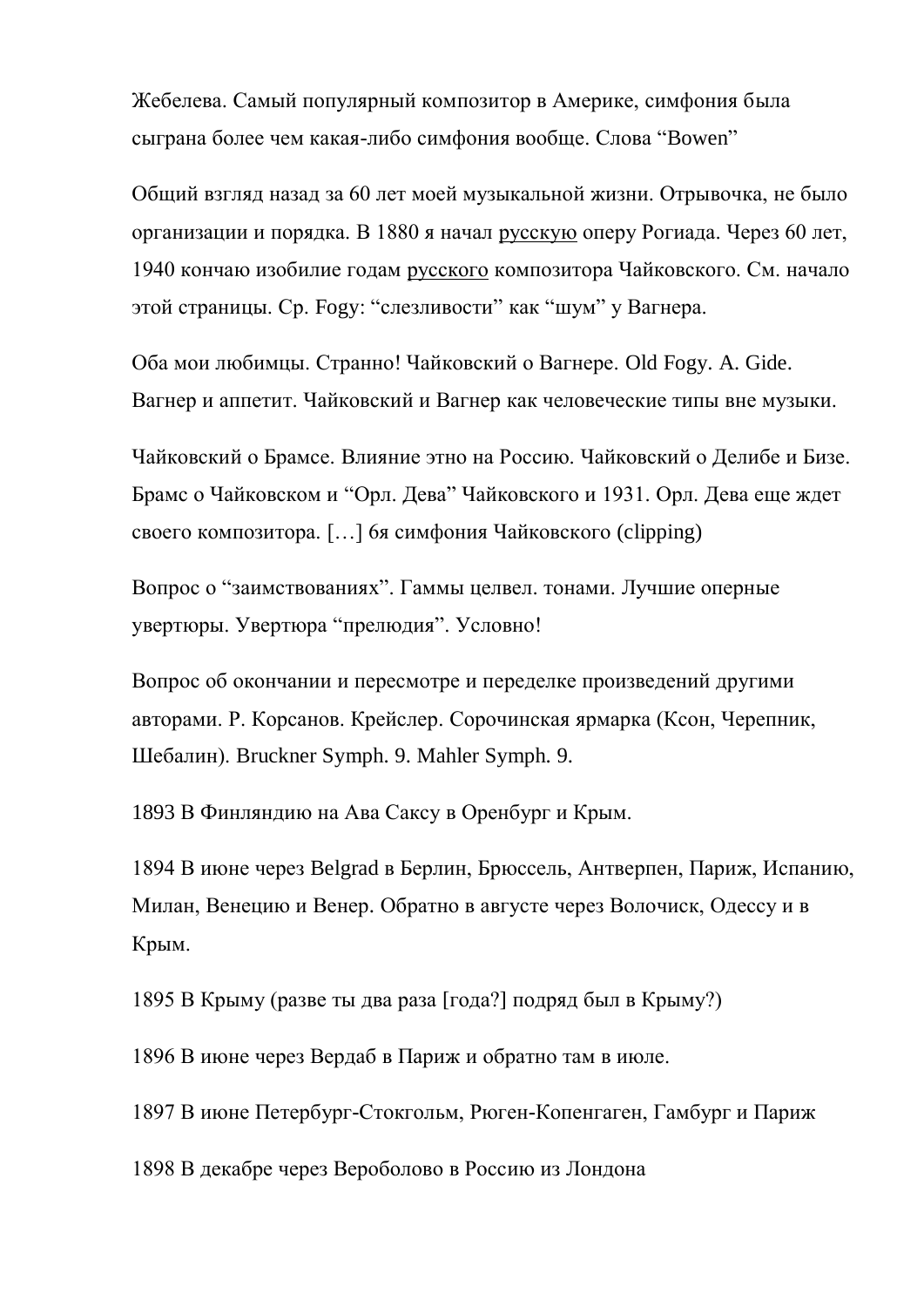Жебелева. Самый популярный композитор в Америке, симфония была сыграна более чем какая-либо симфония вообще. Слова “Bowen”

Общий взгляд назад за 60 лет моей музыкальной жизни. Отрывочка, не было организации и порядка. В 1880 я начал <u>русскую</u> оперу Рогиада. Через 60 лет, 1940 кончаю изобилие годам <u>русского</u> композитора Чайковского. См. начало этой страницы. Ср. Fogy: “слезливости” как “шум” у Вагнера.

Оба мои любимцы. Странно! Чайковский о Вагнере. Old Fogy. A. Gide. Вагнер и аппетит. Чайковский и Вагнер как человеческие типы вне музыки.

Чайковский о Брамсе. Влияние этно на Россию. Чайковский о Делибе и Бизе. Брамс о Чайковском и “Орл. Дева” Чайковского и 1931. Орл. Дева еще ждет своего композитора. […] 6я симфония Чайковского (clipping)

Вопрос о “заимствованиях”. Гаммы целвел. тонами. Лучшие оперные увертюры. Увертюра “прелюдия”. Условно!

Вопрос об окончании и пересмотре и переделке произведений другими авторами. Р. Корсанов. Крейслер. Сорочинская ярмарка (Ксон, Черепник, Шебалин). Bruckner Symph. 9. Mahler Symph. 9.

1893 В Финляндию на Ава Саксу в Оренбург и Крым.

1894 В июне через Belgrad в Берлин, Брюссель, Антверпен, Париж, Испанию, Милан, Венецию и Венер. Обратно в августе через Волочиск, Одессу и в Крым.

1895 В Крыму (разве ты два раза [года?] подряд был в Крыму?)

1896 В июне через Вердаб в Париж и обратно там в июле.

1897 В июне Петербург-Стокгольм, Рюген-Копенгаген, Гамбург и Париж

1898 В декабре через Вероболово в Россию из Лондона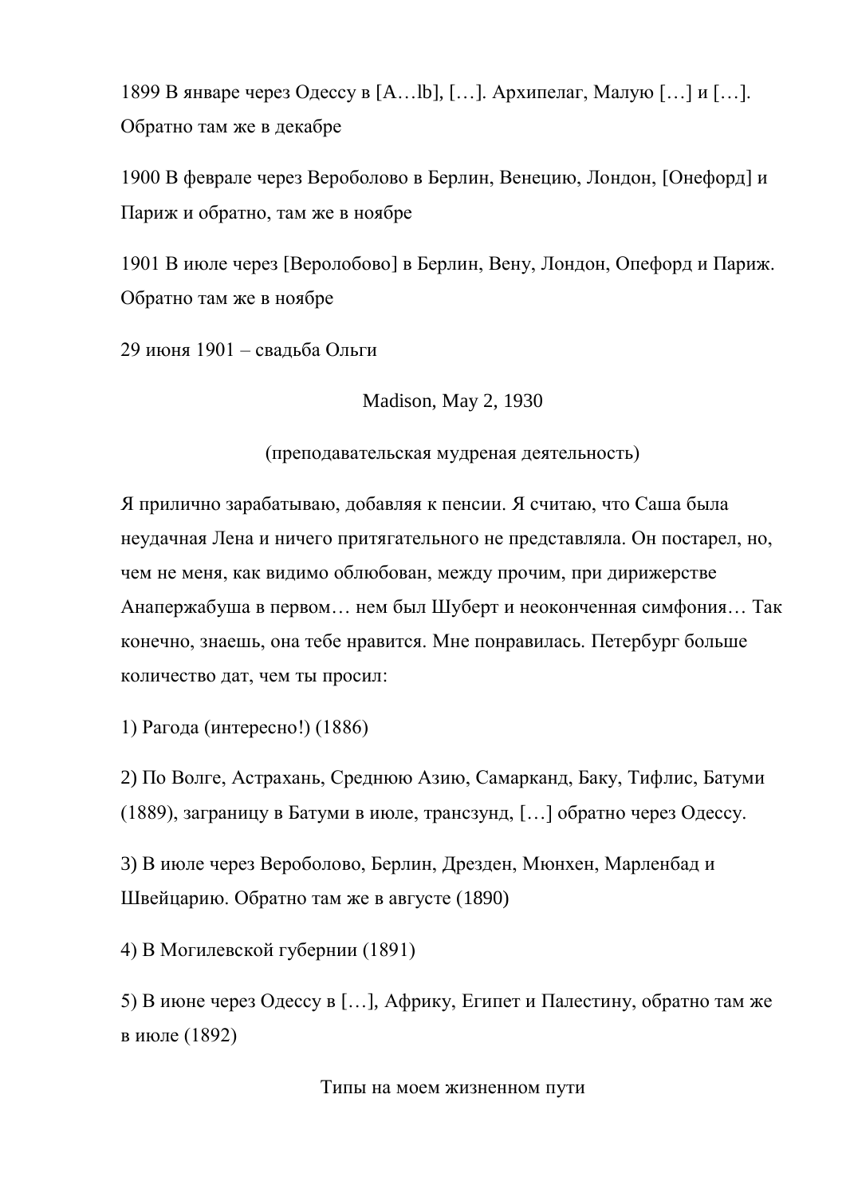1899 В январе через Одессу в [A…lb], […]. Архипелаг, Малую […] и […]. Обратно там же в декабре

1900 В феврале через Вероболово в Берлин, Венецию, Лондон, [Онефорд] и Париж и обратно, там же в ноябре

1901 В июле через [Веролобово] в Берлин, Вену, Лондон, Опефорд и Париж. Обратно там же в ноябре

29 июня 1901 – свадьба Ольги

Madison, May 2, 1930

(преподавательская мудреная деятельность)

Я прилично зарабатываю, добавляя к пенсии. Я считаю, что Саша была неудачная Лена и ничего притягательного не представляла. Он постарел, но, чем не меня, как видимо облюбован, между прочим, при дирижерстве Анапержабуша в первом… нем был Шуберт и неоконченная симфония… Так конечно, знаешь, она тебе нравится. Мне понравилась. Петербург больше количество дат, чем ты просил:

1) Рагода (интересно!) (1886)

2) По Волге, Астрахань, Среднюю Азию, Самарканд, Баку, Тифлис, Батуми (1889), заграницу в Батуми в июле, трансзунд, […] обратно через Одессу.

3) В июле через Вероболово, Берлин, Дрезден, Мюнхен, Марленбад и Швейцарию. Обратно там же в августе (1890)

4) В Могилевской губернии (1891)

5) В июне через Одессу в […], Африку, Египет и Палестину, обратно там же в июле (1892)

Типы на моем жизненном пути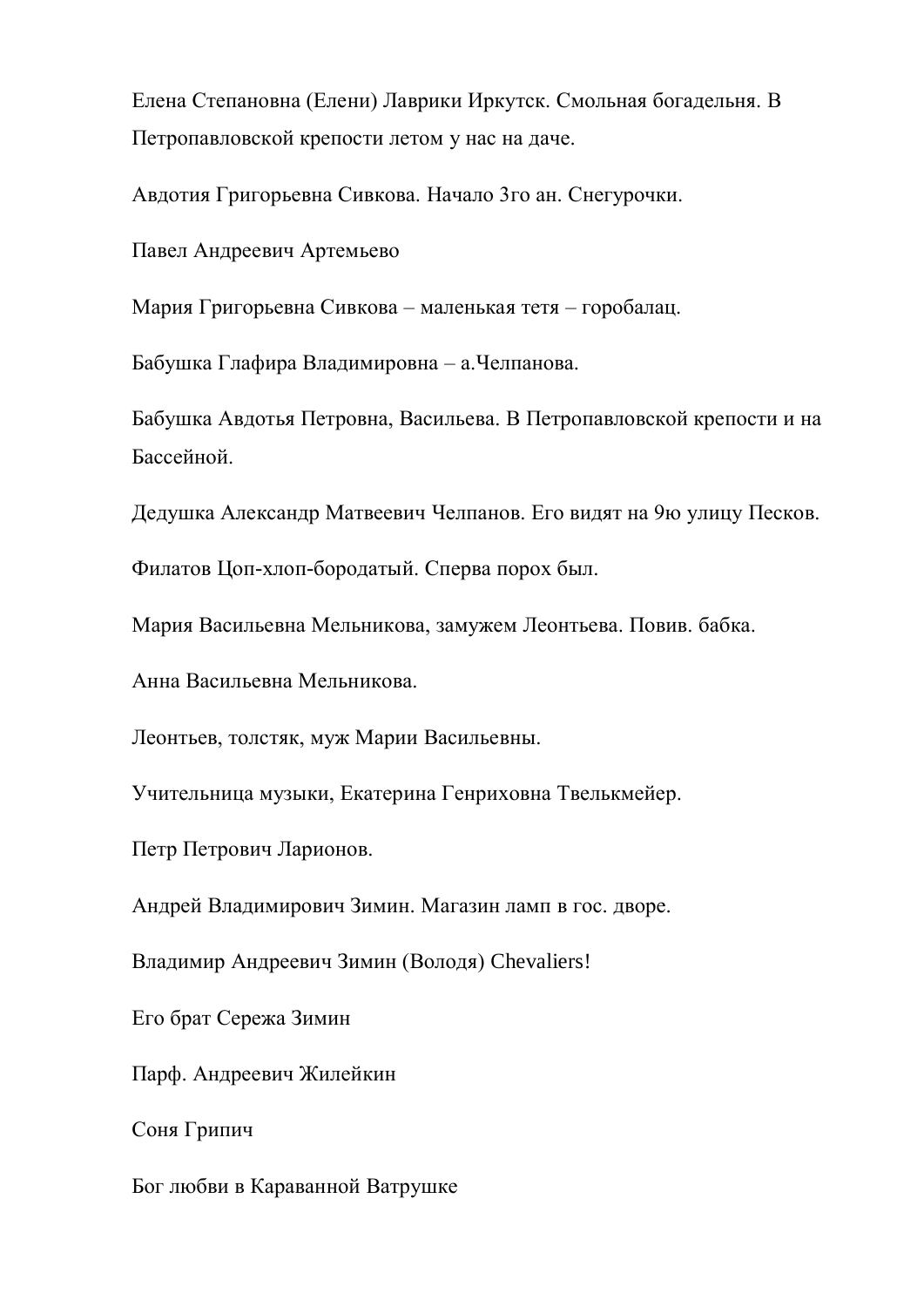Елена Степановна (Елени) Лаврики Иркутск. Смольная богадельня. В Петропавловской крепости летом у нас на даче.

Авдотия Григорьевна Сивкова. Начало 3го ан. Снегурочки.

Павел Андреевич Артемьево

Мария Григорьевна Сивкова – маленькая тетя – горобалац.

Бабушка Глафира Владимировна – а.Челпанова.

Бабушка Авдотья Петровна, Васильева. В Петропавловской крепости и на Бассейной.

Дедушка Александр Матвеевич Челпанов. Его видят на 9ю улицу Песков.

Филатов Цоп-хлоп-бородатый. Сперва порох был.

Мария Васильевна Мельникова, замужем Леонтьева. Повив. бабка.

Анна Васильевна Мельникова.

Леонтьев, толстяк, муж Марии Васильевны.

Учительница музыки, Екатерина Генриховна Твелькмейер.

Петр Петрович Ларионов.

Андрей Владимирович Зимин. Магазин ламп в гос. дворе.

Владимир Андреевич Зимин (Володя) Chevaliers!

Его брат Сережа Зимин

Парф. Андреевич Жилейкин

Соня Грипич

Бог любви в Караванной Ватрушке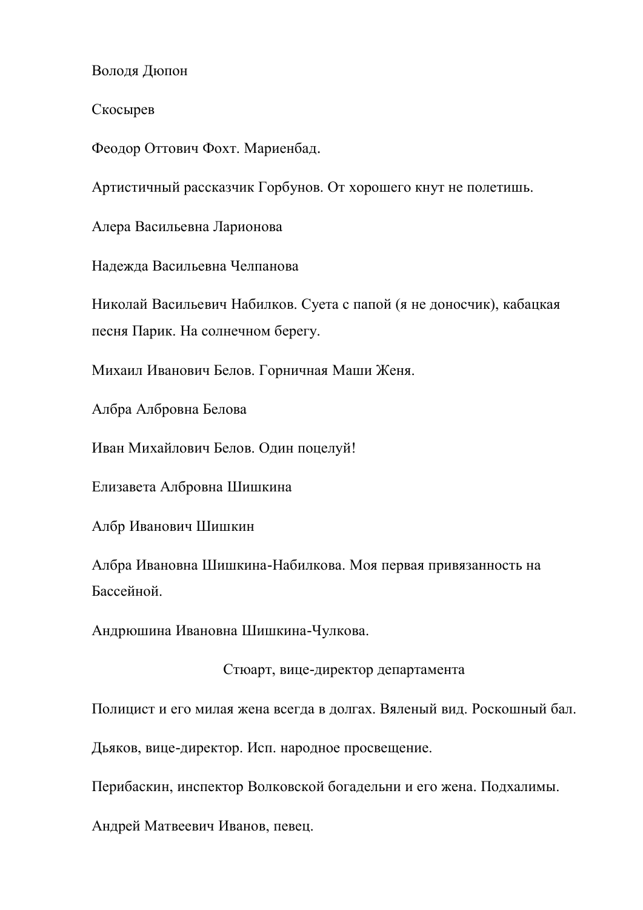Володя Дюпон

Скосырев

Феодор Оттович Фохт. Мариенбад.

Артистичный рассказчик Горбунов. От хорошего кнут не полетишь.

Алера Васильевна Ларионова

Надежда Васильевна Челпанова

Николай Васильевич Набилков. Суета с папой (я не доносчик), кабацкая песня Парик. На солнечном берегу.

Михаил Иванович Белов. Горничная Маши Женя.

Албра Албровна Белова

Иван Михайлович Белов. Один поцелуй!

Елизавета Албровна Шишкина

Албр Иванович Шишкин

Албра Ивановна Шишкина-Набилкова. Моя первая привязанность на Бассейной.

Андрюшина Ивановна Шишкина-Чулкова.

Стюарт, вице-директор департамента

Полицист и его милая жена всегда в долгах. Вяленый вид. Роскошный бал.

Дьяков, вице-директор. Исп. народное просвещение.

Перибаскин, инспектор Волковской богадельни и его жена. Подхалимы.

Андрей Матвеевич Иванов, певец.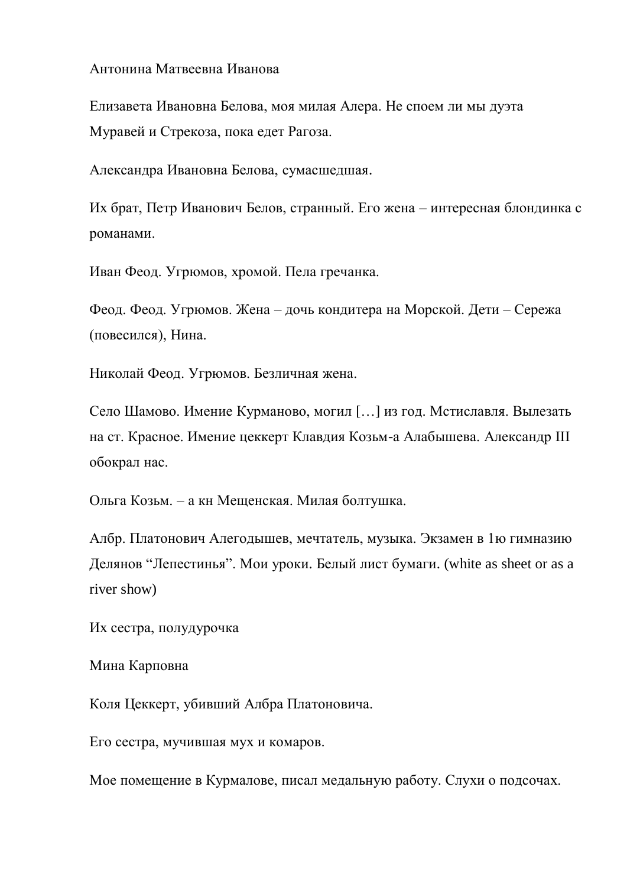Антонина Матвеевна Иванова

Елизавета Ивановна Белова, моя милая Алера. Не споем ли мы дуэта Муравей и Стрекоза, пока едет Рагоза.

Александра Ивановна Белова, сумасшедшая.

Их брат, Петр Иванович Белов, странный. Его жена – интересная блондинка с романами.

Иван Феод. Угрюмов, хромой. Пела гречанка.

Феод. Феод. Угрюмов. Жена – дочь кондитера на Морской. Дети – Сережа (повесился), Нина.

Николай Феод. Угрюмов. Безличная жена.

Село Шамово. Имение Курманово, могил […] из год. Мстиславля. Вылезать на ст. Красное. Имение цеккерт Клавдия Козьм-а Алабышева. Александр III обокрал нас.

Ольга Козьм. – а кн Мещенская. Милая болтушка.

Албр. Платонович Алегодышев, мечтатель, музыка. Экзамен в 1ю гимназию Делянов "Лепестинья". Мои уроки. Белый лист бумаги. (white as sheet or as a river show)

Их сестра, полудурочка

Мина Карповна

Коля Цеккерт, убивший Албра Платоновича.

Его сестра, мучившая мух и комаров.

Мое помещение в Курмалове, писал медальную работу. Слухи о подсочах.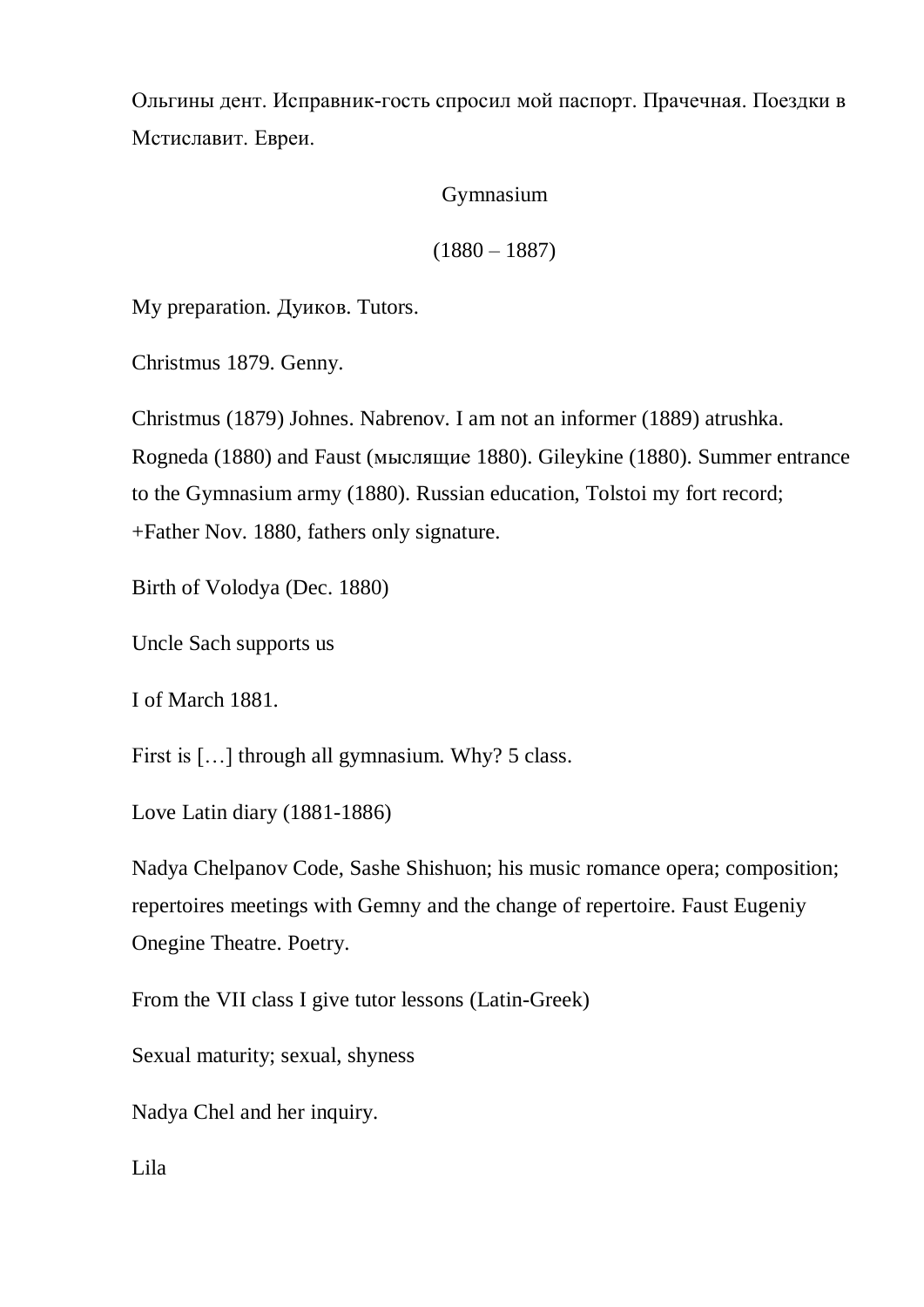Ольгины дент. Исправник-гость спросил мой паспорт. Прачечная. Поездки в Мстиславит. Евреи.

## Gymnasium

## (1880 – 1887)

My preparation. Дуиков. Tutors.

Christmus 1879. Genny.

Christmus (1879) Johnes. Nabrenov. I am not an informer (1889) atrushka. Rogneda (1880) and Faust (мыслящие 1880). Gileykine (1880). Summer entrance to the Gymnasium army (1880). Russian education, Tolstoi my fort record; +Father Nov. 1880, fathers only signature.

Birth of Volodya (Dec. 1880)

Uncle Sach supports us

I of March 1881.

First is […] through all gymnasium. Why? 5 class.

Love Latin diary (1881-1886)

Nadya Chelpanov Code, Sashe Shishuon; his music romance opera; composition; repertoires meetings with Gemny and the change of repertoire. Faust Eugeniy Onegine Theatre. Poetry.

From the VII class I give tutor lessons (Latin-Greek)

Sexual maturity; sexual, shyness

Nadya Chel and her inquiry.

Lila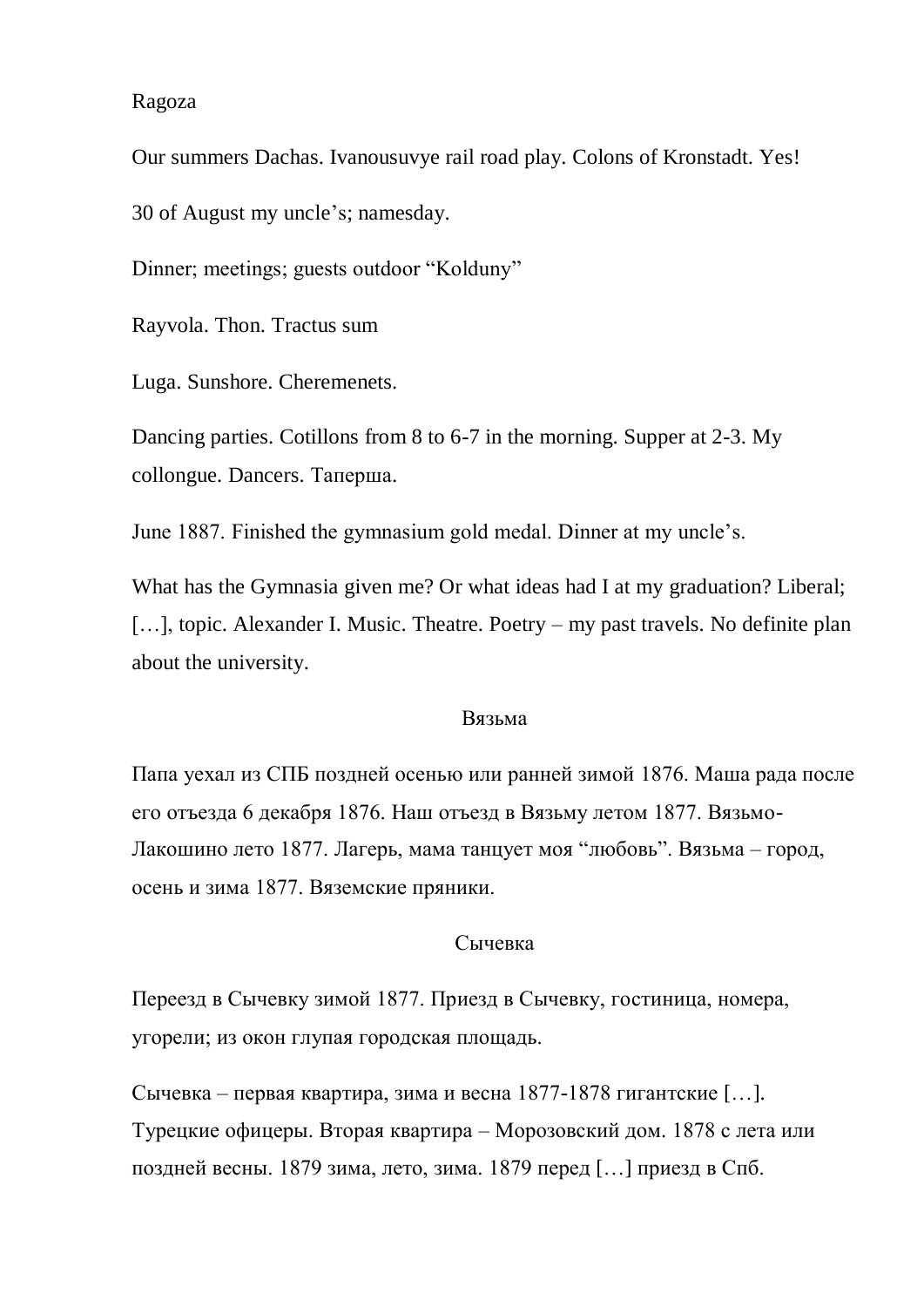Ragoza

Our summers Dachas. Ivanousuvye rail road play. Colons of Kronstadt. Yes!

30 of August my uncle's; namesday.

Dinner; meetings; guests outdoor "Kolduny"

Rayvola. Thon. Tractus sum

Luga. Sunshore. Cheremenets.

Dancing parties. Cotillons from 8 to 6-7 in the morning. Supper at 2-3. My collongue. Dancers. Таперша.

June 1887. Finished the gymnasium gold medal. Dinner at my uncle's.

What has the Gymnasia given me? Or what ideas had I at my graduation? Liberal; […], topic. Alexander I. Music. Theatre. Poetry – my past travels. No definite plan about the university.

### Вязьма

Папа уехал из СПБ поздней осенью или ранней зимой 1876. Маша рада после его отъезда 6 декабря 1876. Наш отъезд в Вязьму летом 1877. Вязьмо-Лакошино лето 1877. Лагерь, мама танцует моя "любовь". Вязьма – город, осень и зима 1877. Вяземские пряники.

### Сычевка

Переезд в Сычевку зимой 1877. Приезд в Сычевку, гостиница, номера, угорели; из окон глупая городская площадь.

Сычевка – первая квартира, зима и весна 1877-1878 гигантские […]. Турецкие офицеры. Вторая квартира – Морозовский дом. 1878 с лета или поздней весны. 1879 зима, лето, зима. 1879 перед […] приезд в Спб.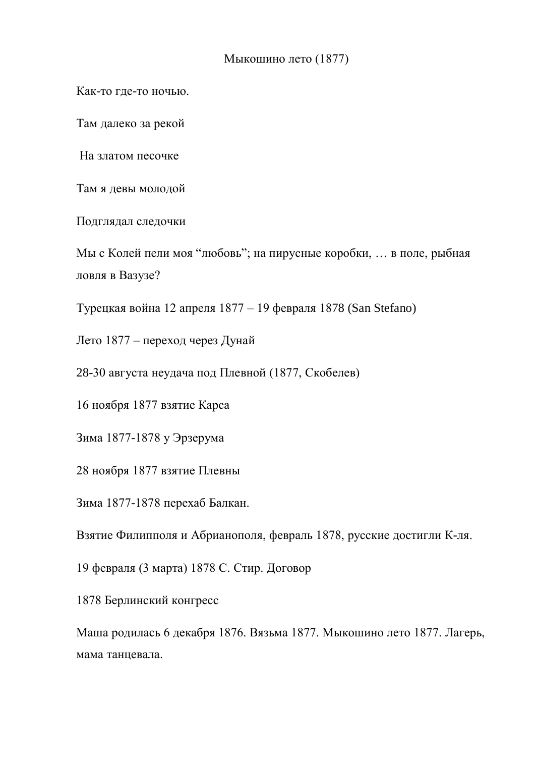Мыкошино лето (1877)

Как-то где-то ночью.

Там далеко за рекой

На златом песочке

Там я девы молодой

Подглядал следочки

Мы с Колей пели моя “любовь”; на пирусные коробки, … в поле, рыбная ловля в Вазузе?

Турецкая война 12 апреля 1877 – 19 февраля 1878 (San Stefano)

Лето 1877 – переход через Дунай

28-30 августа неудача под Плевной (1877, Скобелев)

16 ноября 1877 взятие Карса

Зима 1877-1878 у Эрзерума

28 ноября 1877 взятие Плевны

Зима 1877-1878 перехаб Балкан.

Взятие Филипполя и Абрианополя, февраль 1878, русские достигли К-ля.

19 февраля (3 марта) 1878 С. Стир. Договор

1878 Берлинский конгресс

Маша родилась 6 декабря 1876. Вязьма 1877. Мыкошино лето 1877. Лагерь, мама танцевала.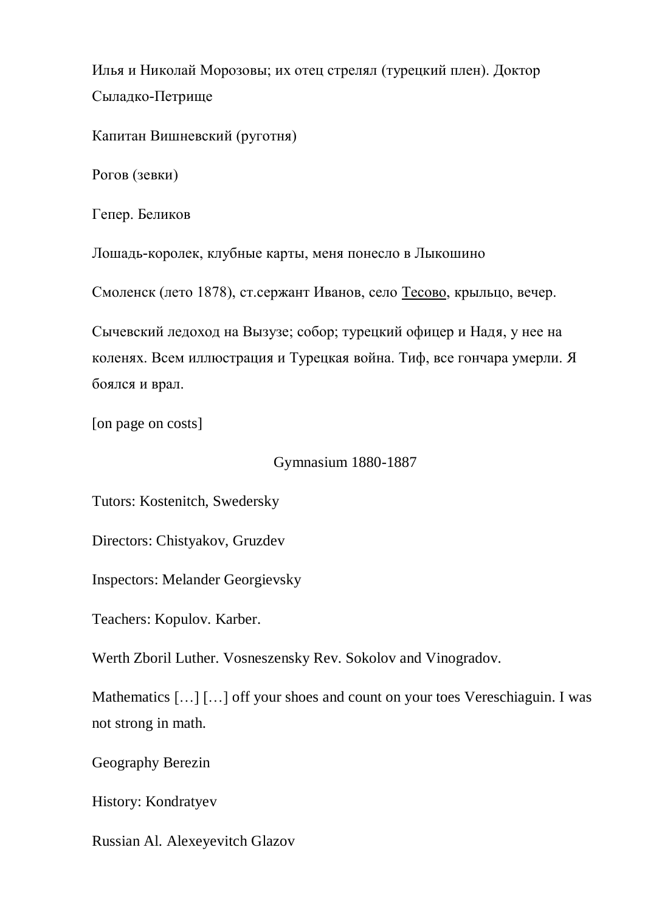Илья и Николай Морозовы; их отец стрелял (турецкий плен). Доктор Сыладко-Петрище

Капитан Вишневский (руготня)

Рогов (зевки)

Гепер. Беликов

Лошадь-королек, клубные карты, меня понесло в Лыкошино

Смоленск (лето 1878), ст.сержант Иванов, село <u>Тесово</u>, крыльцо, вечер.

Сычевский ледоход на Вызузе; собор; турецкий офицер и Надя, у нее на коленях. Всем иллюстрация и Турецкая война. Тиф, все гончара умерли. Я боялся и врал.

[on page on costs]

Gymnasium 1880-1887

Tutors: Kostenitch, Swedersky

Directors: Chistyakov, Gruzdev

Inspectors: Melander Georgievsky

Teachers: Kopulov. Karber.

Werth Zboril Luther. Vosneszensky Rev. Sokolov and Vinogradov.

Mathematics […] […] off your shoes and count on your toes Vereschiaguin. I was not strong in math.

Geography Berezin

History: Kondratyev

Russian Al. Alexeyevitch Glazov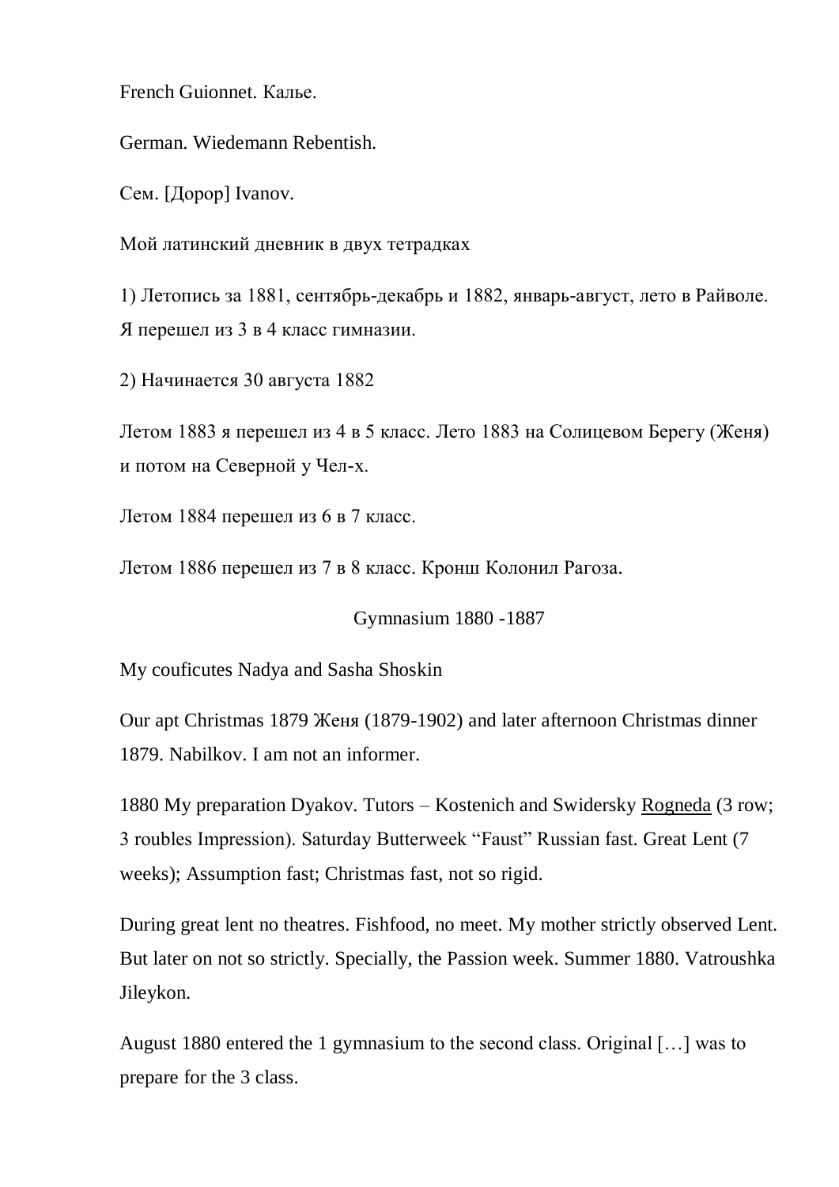French Guionnet. Калье.

German. Wiedemann Rebentish.

Сем. [Дорор] Ivanov.

Мой латинский дневник в двух тетрадках

1) Летопись за 1881, сентябрь-декабрь и 1882, январь-август, лето в Райволе. Я перешел из 3 в 4 класс гимназии.

2) Начинается 30 августа 1882

Летом 1883 я перешел из 4 в 5 класс. Лето 1883 на Солицевом Берегу (Женя) и потом на Северной у Чел-х.

Летом 1884 перешел из 6 в 7 класс.

Летом 1886 перешел из 7 в 8 класс. Кронш Колонил Рагоза.

Gymnasium 1880 -1887

My couficutes Nadya and Sasha Shoskin

Our apt Christmas 1879 Женя (1879-1902) and later afternoon Christmas dinner 1879. Nabilkov. I am not an informer.

1880 My preparation Dyakov. Tutors – Kostenich and Swidersky <u>Rogneda</u> (3 row; 3 roubles Impression). Saturday Butterweek "Faust" Russian fast. Great Lent (7 weeks); Assumption fast; Christmas fast, not so rigid.

During great lent no theatres. Fishfood, no meet. My mother strictly observed Lent. But later on not so strictly. Specially, the Passion week. Summer 1880. Vatroushka Jileykon.

August 1880 entered the 1 gymnasium to the second class. Original […] was to prepare for the 3 class.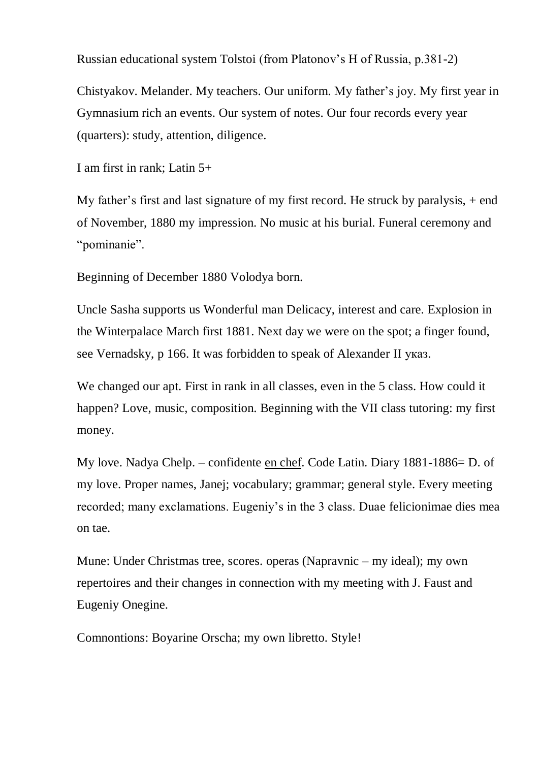Russian educational system Tolstoi (from Platonov's H of Russia, p.381-2)

Chistyakov. Melander. My teachers. Our uniform. My father's joy. My first year in Gymnasium rich an events. Our system of notes. Our four records every year (quarters): study, attention, diligence.

I am first in rank; Latin 5+

My father's first and last signature of my first record. He struck by paralysis, + end of November, 1880 my impression. No music at his burial. Funeral ceremony and "pominanie".

Beginning of December 1880 Volodya born.

Uncle Sasha supports us Wonderful man Delicacy, interest and care. Explosion in the Winterpalace March first 1881. Next day we were on the spot; a finger found, see Vernadsky, p 166. It was forbidden to speak of Alexander II указ.

We changed our apt. First in rank in all classes, even in the 5 class. How could it happen? Love, music, composition. Beginning with the VII class tutoring: my first money.

My love. Nadya Chelp. – confidente <u>en chef</u>. Code Latin. Diary 1881-1886= D. of my love. Proper names, Janej; vocabulary; grammar; general style. Every meeting recorded; many exclamations. Eugeniy's in the 3 class. Duae felicionimae dies mea on tae.

Mune: Under Christmas tree, scores. operas (Napravnic – my ideal); my own repertoires and their changes in connection with my meeting with J. Faust and Eugeniy Onegine.

Comnontions: Boyarine Orscha; my own libretto. Style!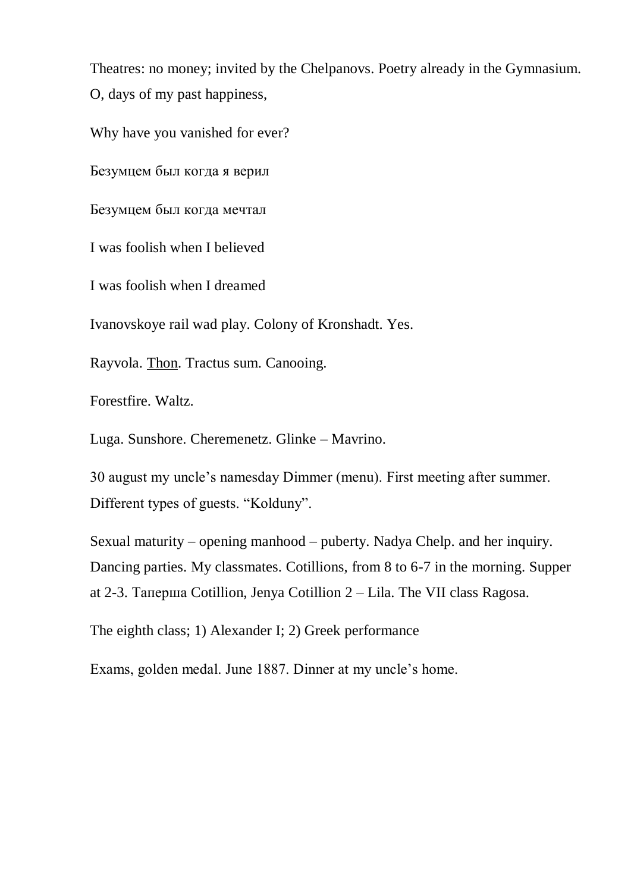Theatres: no money; invited by the Chelpanovs. Poetry already in the Gymnasium.
O, days of my past happiness,

Why have you vanished for ever?

Безумцем был когда я верил

Безумцем был когда мечтал

I was foolish when I believed

I was foolish when I dreamed

Ivanovskoye rail wad play. Colony of Kronshadt. Yes.

Rayvola. <u>Thon</u>. Tractus sum. Canooing.

Forestfire. Waltz.

Luga. Sunshore. Cheremenetz. Glinke – Mavrino.

30 august my uncle's namesday Dimmer (menu). First meeting after summer. Different types of guests. "Kolduny".

Sexual maturity – opening manhood – puberty. Nadya Chelp. and her inquiry. Dancing parties. My classmates. Cotillions, from 8 to 6-7 in the morning. Supper at 2-3. Таперша Cotillion, Jenya Cotillion 2 – Lila. The VII class Ragosa.

The eighth class; 1) Alexander I; 2) Greek performance

Exams, golden medal. June 1887. Dinner at my uncle's home.